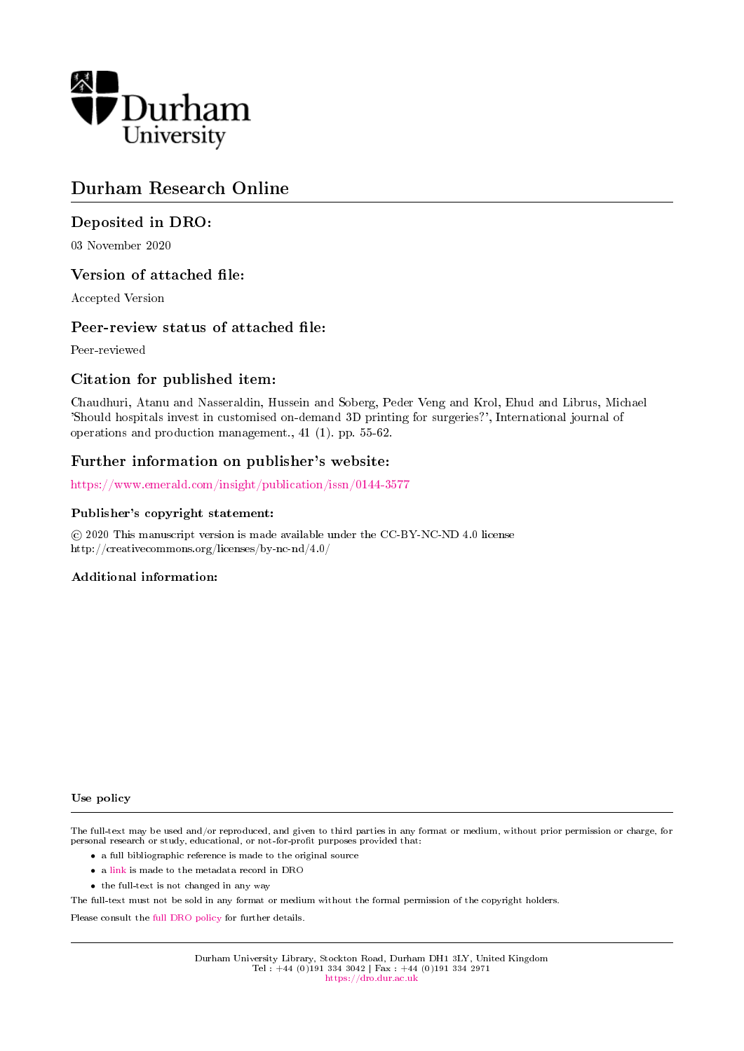Durham University

# Durham Research Online

## Deposited in DRO:

03 November 2020

## Version of attached file:

Accepted Version

## Peer-review status of attached file:

Peer-reviewed

## Citation for published item:

Chaudhuri, Atanu and Nasseraldin, Hussein and Soberg, Peder Veng and Krol, Ehud and Librus, Michael 'Should hospitals invest in customised on-demand 3D printing for surgeries?', International journal of operations and production management., 41 (1). pp. 55-62.

## Further information on publisher's website:

https://www.emerald.com/insight/publication/issn/0144-3577

### Publisher's copyright statement:

© 2020 This manuscript version is made available under the CC-BY-NC-ND 4.0 license http://creativecommons.org/licenses/by-nc-nd/4.0/

### Additional information:

### Use policy

The full-text may be used and/or reproduced, and given to third parties in any format or medium, without prior permission or charge, for personal research or study, educational, or not-for-profit purposes provided that:

- a full bibliographic reference is made to the original source
- a link is made to the metadata record in DRO
- the full-text is not changed in any way

The full-text must not be sold in any format or medium without the formal permission of the copyright holders.

Please consult the full DRO policy for further details.

Durham University Library, Stockton Road, Durham DH1 3LY, United Kingdom
Tel : +44 (0)191 334 3042 | Fax : +44 (0)191 334 2971
https://dro.dur.ac.uk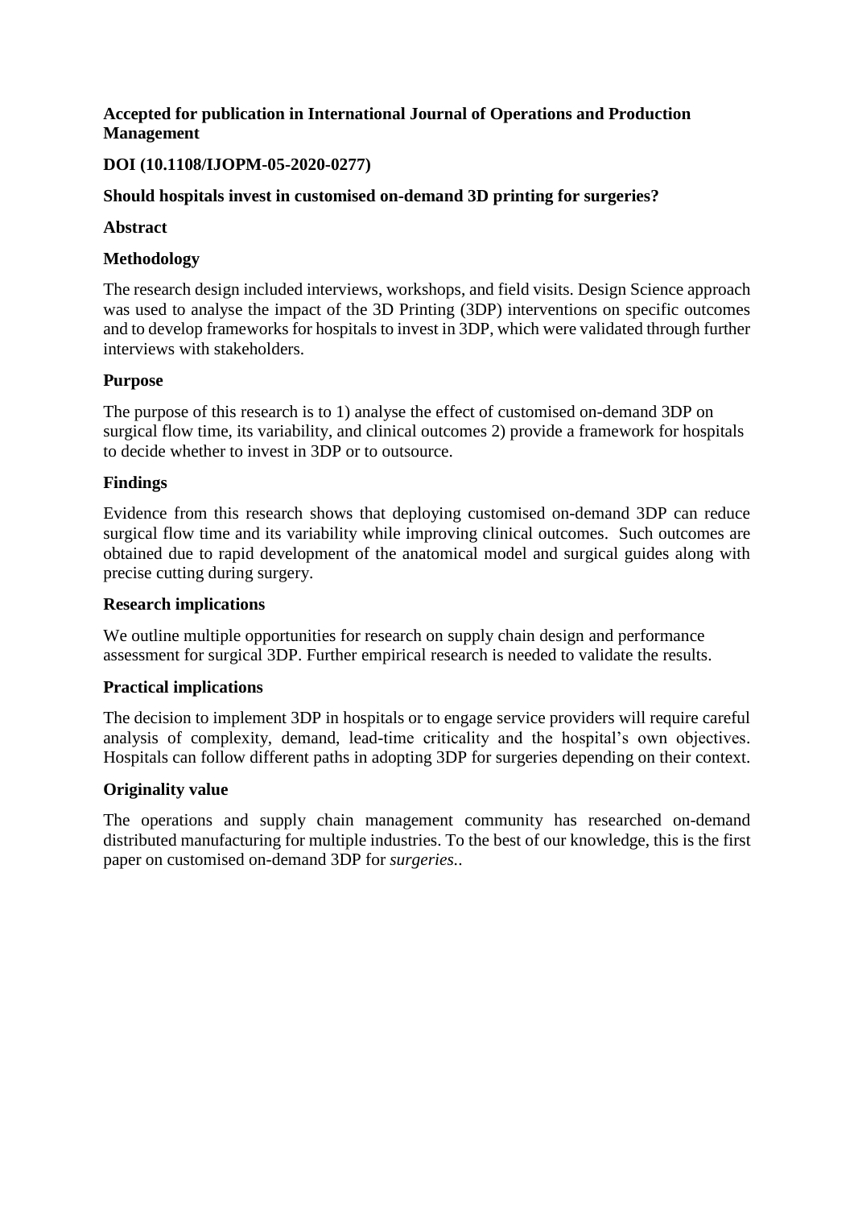**Accepted for publication in International Journal of Operations and Production Management**

**DOI (10.1108/IJOPM-05-2020-0277)**

# Should hospitals invest in customised on-demand 3D printing for surgeries?

## Abstract

### Methodology

The research design included interviews, workshops, and field visits. Design Science approach was used to analyse the impact of the 3D Printing (3DP) interventions on specific outcomes and to develop frameworks for hospitals to invest in 3DP, which were validated through further interviews with stakeholders.

### Purpose

The purpose of this research is to 1) analyse the effect of customised on-demand 3DP on surgical flow time, its variability, and clinical outcomes 2) provide a framework for hospitals to decide whether to invest in 3DP or to outsource.

### Findings

Evidence from this research shows that deploying customised on-demand 3DP can reduce surgical flow time and its variability while improving clinical outcomes. Such outcomes are obtained due to rapid development of the anatomical model and surgical guides along with precise cutting during surgery.

### Research implications

We outline multiple opportunities for research on supply chain design and performance assessment for surgical 3DP. Further empirical research is needed to validate the results.

### Practical implications

The decision to implement 3DP in hospitals or to engage service providers will require careful analysis of complexity, demand, lead-time criticality and the hospital's own objectives. Hospitals can follow different paths in adopting 3DP for surgeries depending on their context.

### Originality value

The operations and supply chain management community has researched on-demand distributed manufacturing for multiple industries. To the best of our knowledge, this is the first paper on customised on-demand 3DP for *surgeries.*.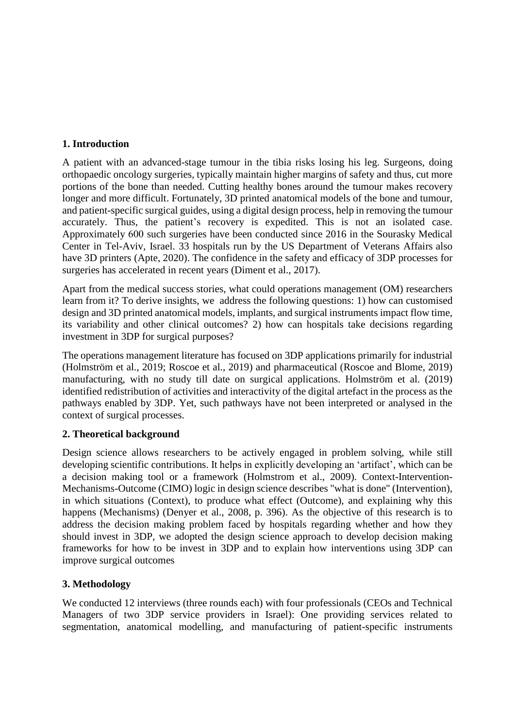## 1. Introduction

A patient with an advanced-stage tumour in the tibia risks losing his leg. Surgeons, doing orthopaedic oncology surgeries, typically maintain higher margins of safety and thus, cut more portions of the bone than needed. Cutting healthy bones around the tumour makes recovery longer and more difficult. Fortunately, 3D printed anatomical models of the bone and tumour, and patient-specific surgical guides, using a digital design process, help in removing the tumour accurately. Thus, the patient's recovery is expedited. This is not an isolated case. Approximately 600 such surgeries have been conducted since 2016 in the Sourasky Medical Center in Tel-Aviv, Israel. 33 hospitals run by the US Department of Veterans Affairs also have 3D printers (Apte, 2020). The confidence in the safety and efficacy of 3DP processes for surgeries has accelerated in recent years (Diment et al., 2017).

Apart from the medical success stories, what could operations management (OM) researchers learn from it? To derive insights, we address the following questions: 1) how can customised design and 3D printed anatomical models, implants, and surgical instruments impact flow time, its variability and other clinical outcomes? 2) how can hospitals take decisions regarding investment in 3DP for surgical purposes?

The operations management literature has focused on 3DP applications primarily for industrial (Holmström et al., 2019; Roscoe et al., 2019) and pharmaceutical (Roscoe and Blome, 2019) manufacturing, with no study till date on surgical applications. Holmström et al. (2019) identified redistribution of activities and interactivity of the digital artefact in the process as the pathways enabled by 3DP. Yet, such pathways have not been interpreted or analysed in the context of surgical processes.

## 2. Theoretical background

Design science allows researchers to be actively engaged in problem solving, while still developing scientific contributions. It helps in explicitly developing an 'artifact', which can be a decision making tool or a framework (Holmstrom et al., 2009). Context-Intervention-Mechanisms-Outcome (CIMO) logic in design science describes "what is done" (Intervention), in which situations (Context), to produce what effect (Outcome), and explaining why this happens (Mechanisms) (Denyer et al., 2008, p. 396). As the objective of this research is to address the decision making problem faced by hospitals regarding whether and how they should invest in 3DP, we adopted the design science approach to develop decision making frameworks for how to be invest in 3DP and to explain how interventions using 3DP can improve surgical outcomes

## 3. Methodology

We conducted 12 interviews (three rounds each) with four professionals (CEOs and Technical Managers of two 3DP service providers in Israel): One providing services related to segmentation, anatomical modelling, and manufacturing of patient-specific instruments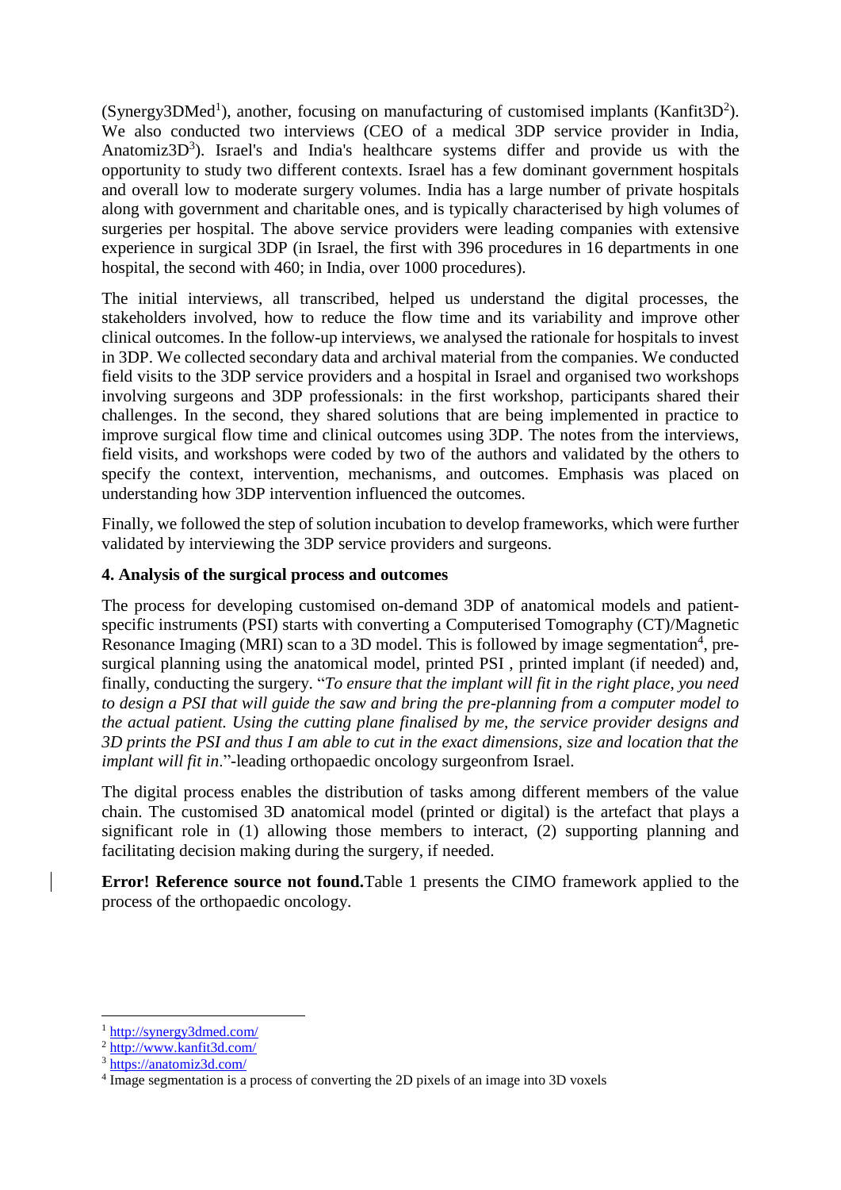(Synergy3DMed[1]), another, focusing on manufacturing of customised implants (Kanfit3D[2]). We also conducted two interviews (CEO of a medical 3DP service provider in India, Anatomiz3D[3]). Israel's and India's healthcare systems differ and provide us with the opportunity to study two different contexts. Israel has a few dominant government hospitals and overall low to moderate surgery volumes. India has a large number of private hospitals along with government and charitable ones, and is typically characterised by high volumes of surgeries per hospital. The above service providers were leading companies with extensive experience in surgical 3DP (in Israel, the first with 396 procedures in 16 departments in one hospital, the second with 460; in India, over 1000 procedures).

The initial interviews, all transcribed, helped us understand the digital processes, the stakeholders involved, how to reduce the flow time and its variability and improve other clinical outcomes. In the follow-up interviews, we analysed the rationale for hospitals to invest in 3DP. We collected secondary data and archival material from the companies. We conducted field visits to the 3DP service providers and a hospital in Israel and organised two workshops involving surgeons and 3DP professionals: in the first workshop, participants shared their challenges. In the second, they shared solutions that are being implemented in practice to improve surgical flow time and clinical outcomes using 3DP. The notes from the interviews, field visits, and workshops were coded by two of the authors and validated by the others to specify the context, intervention, mechanisms, and outcomes. Emphasis was placed on understanding how 3DP intervention influenced the outcomes.

Finally, we followed the step of solution incubation to develop frameworks, which were further validated by interviewing the 3DP service providers and surgeons.

### 4. Analysis of the surgical process and outcomes

The process for developing customised on-demand 3DP of anatomical models and patient-specific instruments (PSI) starts with converting a Computerised Tomography (CT)/Magnetic Resonance Imaging (MRI) scan to a 3D model. This is followed by image segmentation[4], pre-surgical planning using the anatomical model, printed PSI , printed implant (if needed) and, finally, conducting the surgery. "*To ensure that the implant will fit in the right place, you need to design a PSI that will guide the saw and bring the pre-planning from a computer model to the actual patient. Using the cutting plane finalised by me, the service provider designs and 3D prints the PSI and thus I am able to cut in the exact dimensions, size and location that the implant will fit in*."-leading orthopaedic oncology surgeonfrom Israel.

The digital process enables the distribution of tasks among different members of the value chain. The customised 3D anatomical model (printed or digital) is the artefact that plays a significant role in (1) allowing those members to interact, (2) supporting planning and facilitating decision making during the surgery, if needed.

**Error! Reference source not found.**Table 1 presents the CIMO framework applied to the process of the orthopaedic oncology.

---

[1] http://synergy3dmed.com/

[2] http://www.kanfit3d.com/

[3] https://anatomiz3d.com/

[4] Image segmentation is a process of converting the 2D pixels of an image into 3D voxels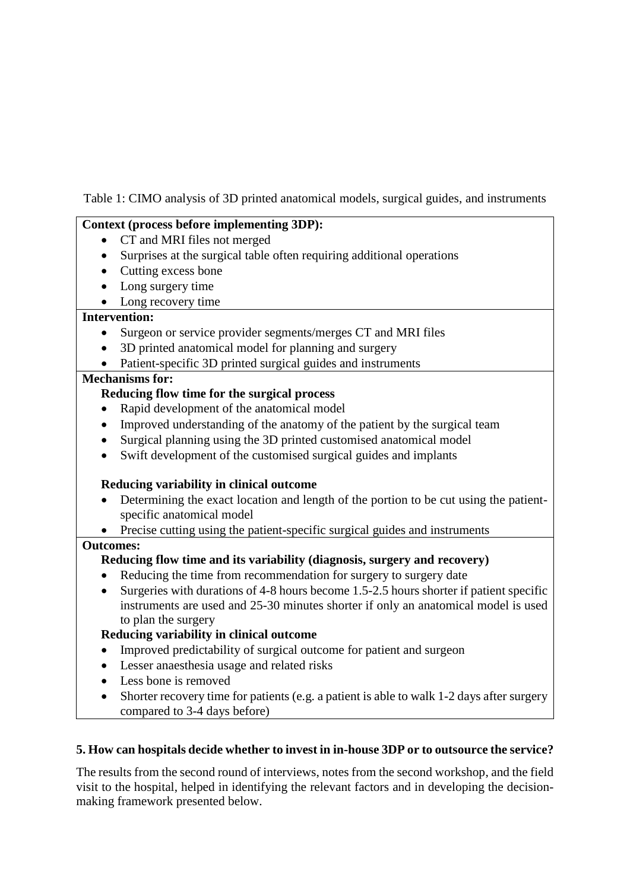Table 1: CIMO analysis of 3D printed anatomical models, surgical guides, and instruments

**Context (process before implementing 3DP):**

- CT and MRI files not merged
- Surprises at the surgical table often requiring additional operations
- Cutting excess bone
- Long surgery time
- Long recovery time

**Intervention:**

- Surgeon or service provider segments/merges CT and MRI files
- 3D printed anatomical model for planning and surgery
- Patient-specific 3D printed surgical guides and instruments

**Mechanisms for:**

**Reducing flow time for the surgical process**

- Rapid development of the anatomical model
- Improved understanding of the anatomy of the patient by the surgical team
- Surgical planning using the 3D printed customised anatomical model
- Swift development of the customised surgical guides and implants

**Reducing variability in clinical outcome**

- Determining the exact location and length of the portion to be cut using the patient-specific anatomical model
- Precise cutting using the patient-specific surgical guides and instruments

**Outcomes:**

**Reducing flow time and its variability (diagnosis, surgery and recovery)**

- Reducing the time from recommendation for surgery to surgery date
- Surgeries with durations of 4-8 hours become 1.5-2.5 hours shorter if patient specific instruments are used and 25-30 minutes shorter if only an anatomical model is used to plan the surgery

**Reducing variability in clinical outcome**

- Improved predictability of surgical outcome for patient and surgeon
- Lesser anaesthesia usage and related risks
- Less bone is removed
- Shorter recovery time for patients (e.g. a patient is able to walk 1-2 days after surgery compared to 3-4 days before)

## 5. How can hospitals decide whether to invest in in-house 3DP or to outsource the service?

The results from the second round of interviews, notes from the second workshop, and the field visit to the hospital, helped in identifying the relevant factors and in developing the decision-making framework presented below.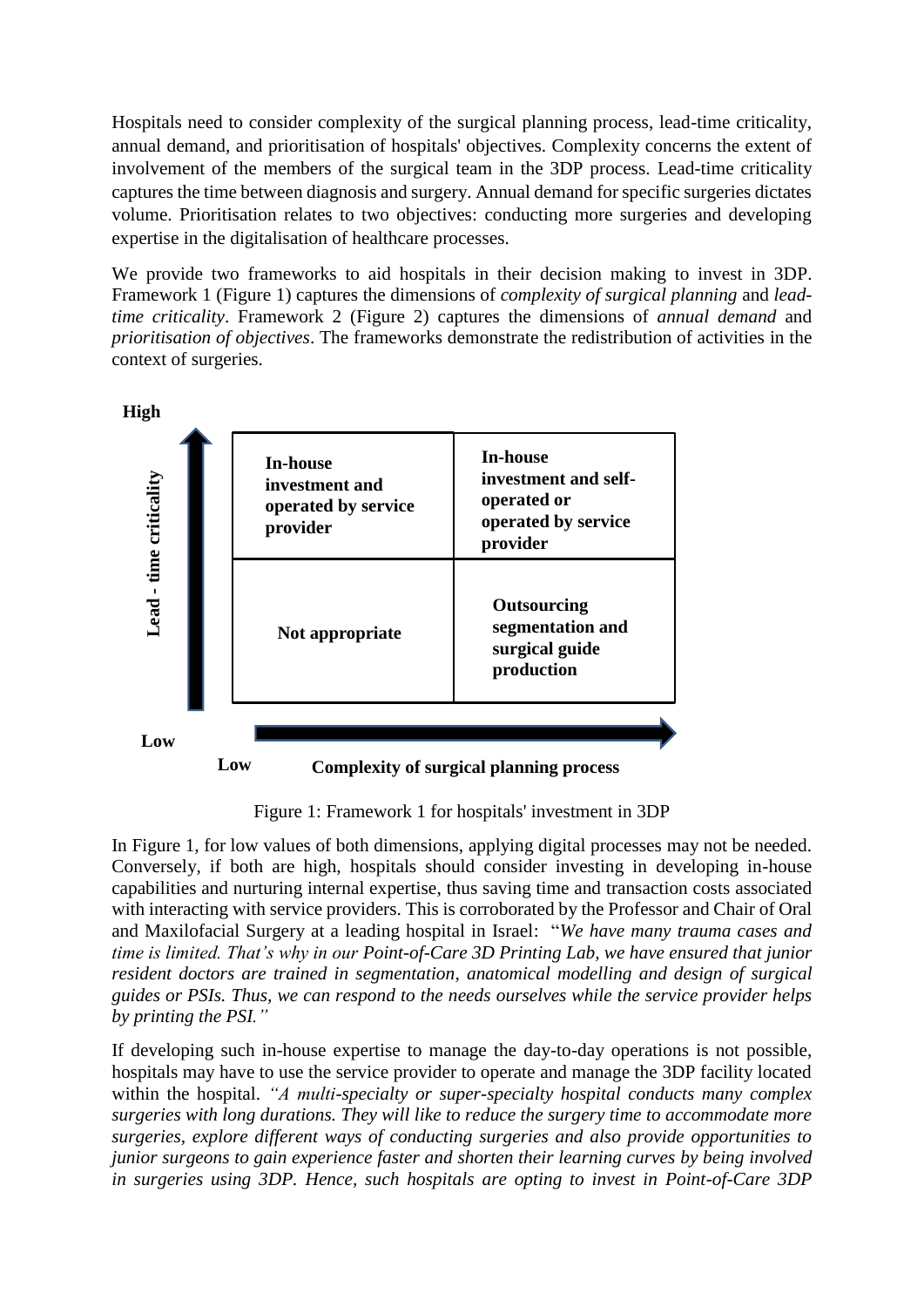Hospitals need to consider complexity of the surgical planning process, lead-time criticality, annual demand, and prioritisation of hospitals' objectives. Complexity concerns the extent of involvement of the members of the surgical team in the 3DP process. Lead-time criticality captures the time between diagnosis and surgery. Annual demand for specific surgeries dictates volume. Prioritisation relates to two objectives: conducting more surgeries and developing expertise in the digitalisation of healthcare processes.

We provide two frameworks to aid hospitals in their decision making to invest in 3DP. Framework 1 (Figure 1) captures the dimensions of *complexity of surgical planning* and *lead-time criticality*. Framework 2 (Figure 2) captures the dimensions of *annual demand* and *prioritisation of objectives*. The frameworks demonstrate the redistribution of activities in the context of surgeries.

| Lead - time criticality | Low complexity of surgical planning process | High complexity of surgical planning process |
|---|---|---|
| **High** | **In-house investment and operated by service provider** | **In-house investment and self-operated or operated by service provider** |
| **Low** | **Not appropriate** | **Outsourcing segmentation and surgical guide production** |

Figure 1: Framework 1 for hospitals' investment in 3DP

In Figure 1, for low values of both dimensions, applying digital processes may not be needed. Conversely, if both are high, hospitals should consider investing in developing in-house capabilities and nurturing internal expertise, thus saving time and transaction costs associated with interacting with service providers. This is corroborated by the Professor and Chair of Oral and Maxilofacial Surgery at a leading hospital in Israel: "*We have many trauma cases and time is limited. That's why in our Point-of-Care 3D Printing Lab, we have ensured that junior resident doctors are trained in segmentation, anatomical modelling and design of surgical guides or PSIs. Thus, we can respond to the needs ourselves while the service provider helps by printing the PSI."*

If developing such in-house expertise to manage the day-to-day operations is not possible, hospitals may have to use the service provider to operate and manage the 3DP facility located within the hospital. *"A multi-specialty or super-specialty hospital conducts many complex surgeries with long durations. They will like to reduce the surgery time to accommodate more surgeries, explore different ways of conducting surgeries and also provide opportunities to junior surgeons to gain experience faster and shorten their learning curves by being involved in surgeries using 3DP. Hence, such hospitals are opting to invest in Point-of-Care 3DP*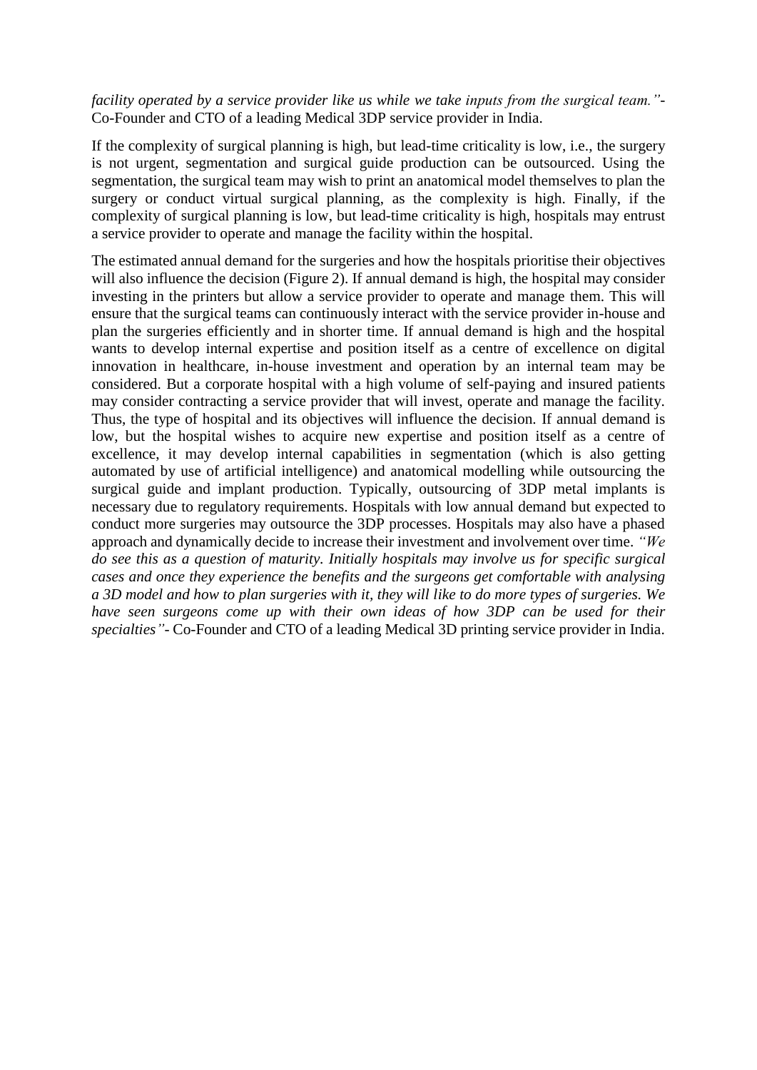*facility operated by a service provider like us while we take inputs from the surgical team."*- Co-Founder and CTO of a leading Medical 3DP service provider in India.

If the complexity of surgical planning is high, but lead-time criticality is low, i.e., the surgery is not urgent, segmentation and surgical guide production can be outsourced. Using the segmentation, the surgical team may wish to print an anatomical model themselves to plan the surgery or conduct virtual surgical planning, as the complexity is high. Finally, if the complexity of surgical planning is low, but lead-time criticality is high, hospitals may entrust a service provider to operate and manage the facility within the hospital.

The estimated annual demand for the surgeries and how the hospitals prioritise their objectives will also influence the decision (Figure 2). If annual demand is high, the hospital may consider investing in the printers but allow a service provider to operate and manage them. This will ensure that the surgical teams can continuously interact with the service provider in-house and plan the surgeries efficiently and in shorter time. If annual demand is high and the hospital wants to develop internal expertise and position itself as a centre of excellence on digital innovation in healthcare, in-house investment and operation by an internal team may be considered. But a corporate hospital with a high volume of self-paying and insured patients may consider contracting a service provider that will invest, operate and manage the facility. Thus, the type of hospital and its objectives will influence the decision. If annual demand is low, but the hospital wishes to acquire new expertise and position itself as a centre of excellence, it may develop internal capabilities in segmentation (which is also getting automated by use of artificial intelligence) and anatomical modelling while outsourcing the surgical guide and implant production. Typically, outsourcing of 3DP metal implants is necessary due to regulatory requirements. Hospitals with low annual demand but expected to conduct more surgeries may outsource the 3DP processes. Hospitals may also have a phased approach and dynamically decide to increase their investment and involvement over time. *"We do see this as a question of maturity. Initially hospitals may involve us for specific surgical cases and once they experience the benefits and the surgeons get comfortable with analysing a 3D model and how to plan surgeries with it, they will like to do more types of surgeries. We have seen surgeons come up with their own ideas of how 3DP can be used for their specialties"*- Co-Founder and CTO of a leading Medical 3D printing service provider in India.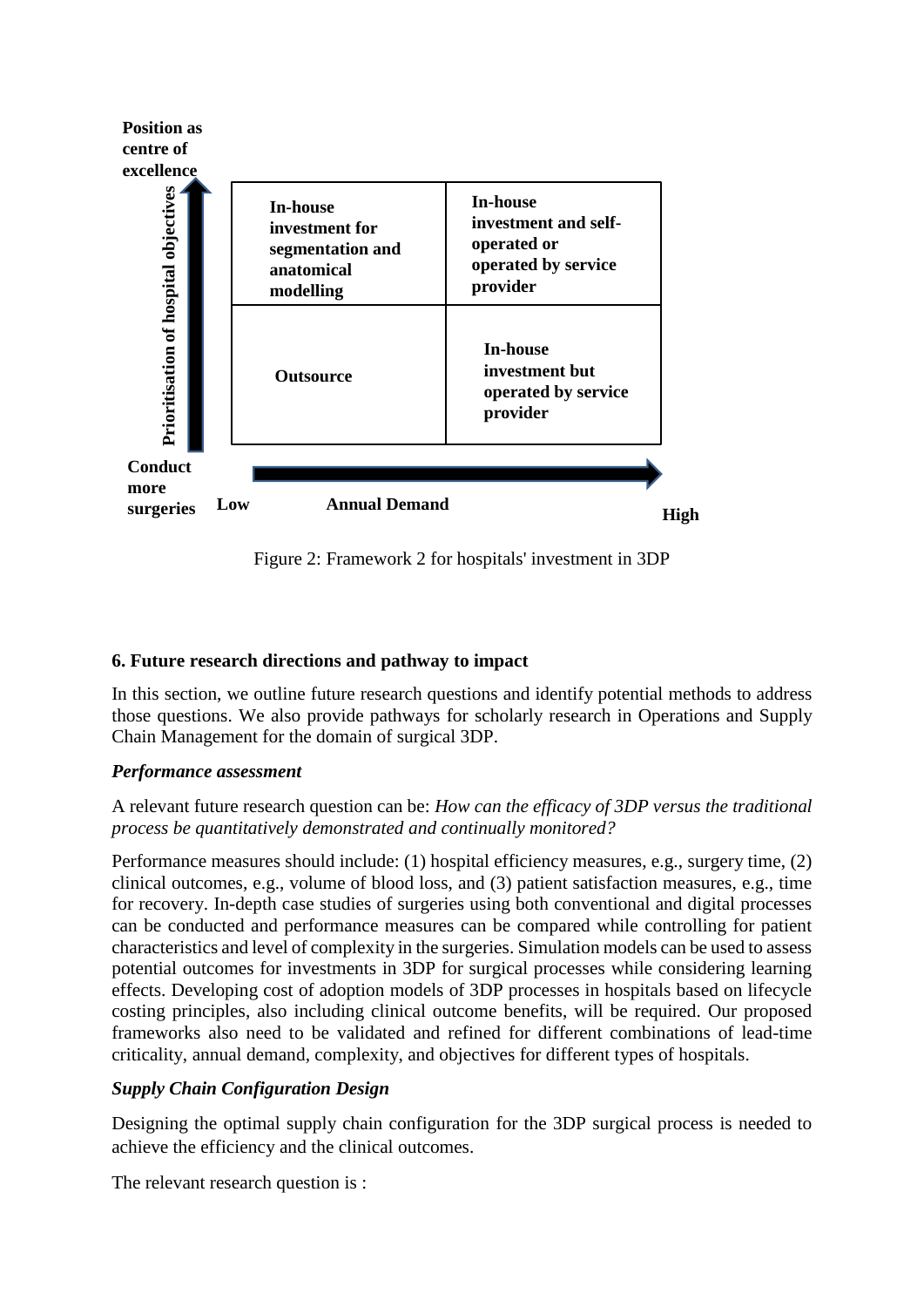| | Low Annual Demand | High Annual Demand |
|---|---|---|
| **Position as centre of excellence** | **In-house investment for segmentation and anatomical modelling** | **In-house investment and self-operated or operated by service provider** |
| **Conduct more surgeries** | **Outsource** | **In-house investment but operated by service provider** |

Vertical axis: **Prioritisation of hospital objectives** (from **Conduct more surgeries** to **Position as centre of excellence**); horizontal axis: **Annual Demand** (from **Low** to **High**).

Figure 2: Framework 2 for hospitals' investment in 3DP

## 6. Future research directions and pathway to impact

In this section, we outline future research questions and identify potential methods to address those questions. We also provide pathways for scholarly research in Operations and Supply Chain Management for the domain of surgical 3DP.

### *Performance assessment*

A relevant future research question can be: *How can the efficacy of 3DP versus the traditional process be quantitatively demonstrated and continually monitored?*

Performance measures should include: (1) hospital efficiency measures, e.g., surgery time, (2) clinical outcomes, e.g., volume of blood loss, and (3) patient satisfaction measures, e.g., time for recovery. In-depth case studies of surgeries using both conventional and digital processes can be conducted and performance measures can be compared while controlling for patient characteristics and level of complexity in the surgeries. Simulation models can be used to assess potential outcomes for investments in 3DP for surgical processes while considering learning effects. Developing cost of adoption models of 3DP processes in hospitals based on lifecycle costing principles, also including clinical outcome benefits, will be required. Our proposed frameworks also need to be validated and refined for different combinations of lead-time criticality, annual demand, complexity, and objectives for different types of hospitals.

### *Supply Chain Configuration Design*

Designing the optimal supply chain configuration for the 3DP surgical process is needed to achieve the efficiency and the clinical outcomes.

The relevant research question is :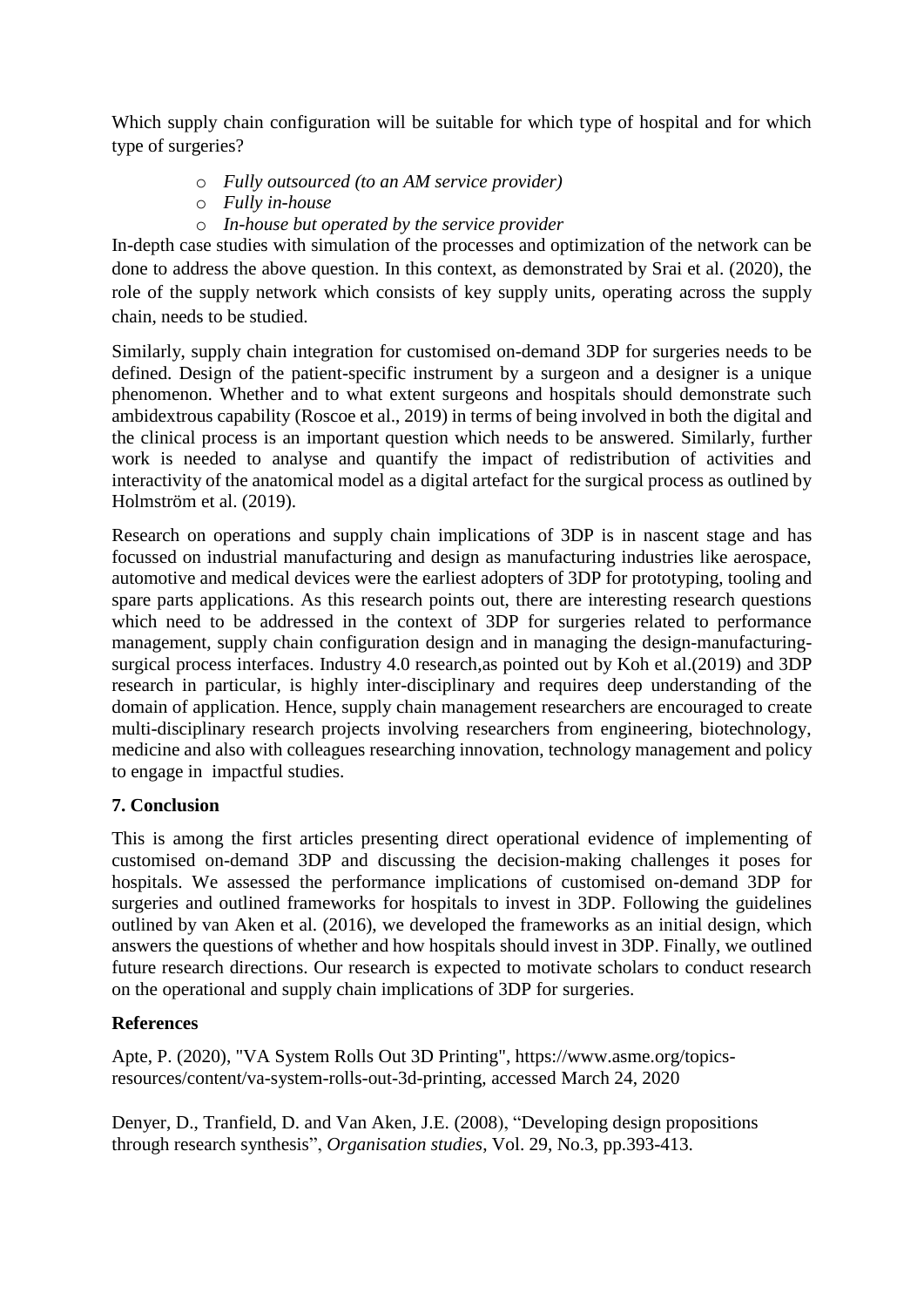Which supply chain configuration will be suitable for which type of hospital and for which type of surgeries?

- *Fully outsourced (to an AM service provider)*
- *Fully in-house*
- *In-house but operated by the service provider*

In-depth case studies with simulation of the processes and optimization of the network can be done to address the above question. In this context, as demonstrated by Srai et al. (2020), the role of the supply network which consists of key supply units, operating across the supply chain, needs to be studied.

Similarly, supply chain integration for customised on-demand 3DP for surgeries needs to be defined. Design of the patient-specific instrument by a surgeon and a designer is a unique phenomenon. Whether and to what extent surgeons and hospitals should demonstrate such ambidextrous capability (Roscoe et al., 2019) in terms of being involved in both the digital and the clinical process is an important question which needs to be answered. Similarly, further work is needed to analyse and quantify the impact of redistribution of activities and interactivity of the anatomical model as a digital artefact for the surgical process as outlined by Holmström et al. (2019).

Research on operations and supply chain implications of 3DP is in nascent stage and has focussed on industrial manufacturing and design as manufacturing industries like aerospace, automotive and medical devices were the earliest adopters of 3DP for prototyping, tooling and spare parts applications. As this research points out, there are interesting research questions which need to be addressed in the context of 3DP for surgeries related to performance management, supply chain configuration design and in managing the design-manufacturing-surgical process interfaces. Industry 4.0 research,as pointed out by Koh et al.(2019) and 3DP research in particular, is highly inter-disciplinary and requires deep understanding of the domain of application. Hence, supply chain management researchers are encouraged to create multi-disciplinary research projects involving researchers from engineering, biotechnology, medicine and also with colleagues researching innovation, technology management and policy to engage in impactful studies.

## 7. Conclusion

This is among the first articles presenting direct operational evidence of implementing of customised on-demand 3DP and discussing the decision-making challenges it poses for hospitals. We assessed the performance implications of customised on-demand 3DP for surgeries and outlined frameworks for hospitals to invest in 3DP. Following the guidelines outlined by van Aken et al. (2016), we developed the frameworks as an initial design, which answers the questions of whether and how hospitals should invest in 3DP. Finally, we outlined future research directions. Our research is expected to motivate scholars to conduct research on the operational and supply chain implications of 3DP for surgeries.

## References

Apte, P. (2020), "VA System Rolls Out 3D Printing", https://www.asme.org/topics-resources/content/va-system-rolls-out-3d-printing, accessed March 24, 2020

Denyer, D., Tranfield, D. and Van Aken, J.E. (2008), "Developing design propositions through research synthesis", *Organisation studies*, Vol. 29, No.3, pp.393-413.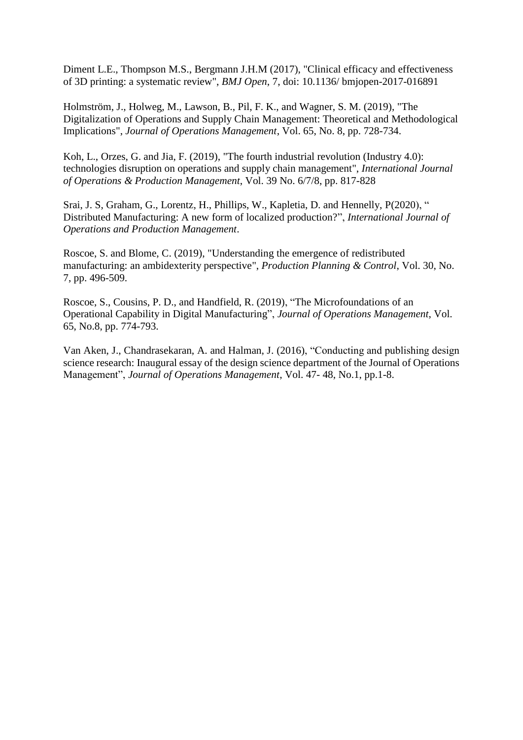Diment L.E., Thompson M.S., Bergmann J.H.M (2017), "Clinical efficacy and effectiveness of 3D printing: a systematic review", *BMJ Open*, 7, doi: 10.1136/ bmjopen-2017-016891

Holmström, J., Holweg, M., Lawson, B., Pil, F. K., and Wagner, S. M. (2019), "The Digitalization of Operations and Supply Chain Management: Theoretical and Methodological Implications", *Journal of Operations Management*, Vol. 65, No. 8, pp. 728-734.

Koh, L., Orzes, G. and Jia, F. (2019), "The fourth industrial revolution (Industry 4.0): technologies disruption on operations and supply chain management", *International Journal of Operations & Production Management*, Vol. 39 No. 6/7/8, pp. 817-828

Srai, J. S, Graham, G., Lorentz, H., Phillips, W., Kapletia, D. and Hennelly, P(2020), " Distributed Manufacturing: A new form of localized production?", *International Journal of Operations and Production Management*.

Roscoe, S. and Blome, C. (2019), "Understanding the emergence of redistributed manufacturing: an ambidexterity perspective", *Production Planning & Control*, Vol. 30, No. 7, pp. 496-509.

Roscoe, S., Cousins, P. D., and Handfield, R. (2019), "The Microfoundations of an Operational Capability in Digital Manufacturing", *Journal of Operations Management*, Vol. 65, No.8, pp. 774-793.

Van Aken, J., Chandrasekaran, A. and Halman, J. (2016), "Conducting and publishing design science research: Inaugural essay of the design science department of the Journal of Operations Management", *Journal of Operations Management*, Vol. 47- 48, No.1, pp.1-8.